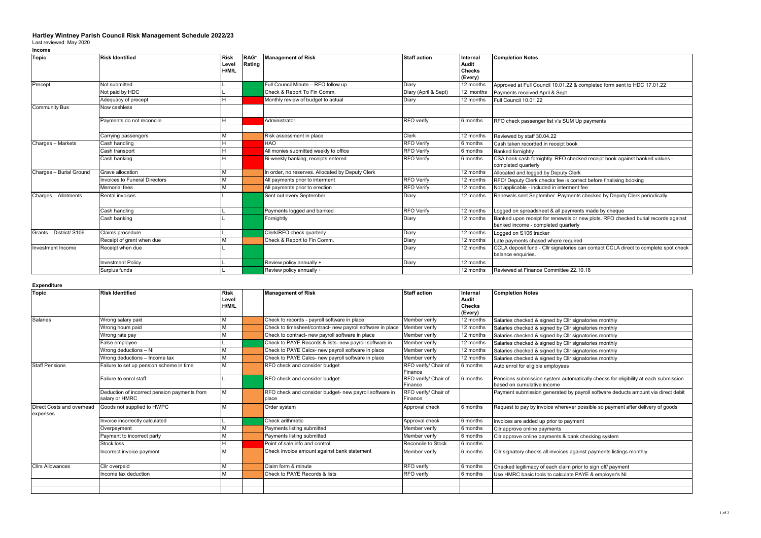# Hartley Wintney Parish Council Risk Management Schedule 2022/23

Last reviewed: May 2020

## Income

| Topic | Risk Identified | Risk Level H/M/L | RAG* Rating | Management of Risk | Staff action | Internal Audit Checks (Every) | Completion Notes |
|---|---|---|---|---|---|---|---|
| Precept | Not submitted | L | | Full Council Minute – RFO follow up | Diary | 12 months | Approved at Full Council 10.01.22 & completed form sent to HDC 17.01.22 |
| | Not paid by HDC | L | | Check & Report To Fin Comm. | Diary (April & Sept) | 12 months | Payments received April & Sept |
| | Adequacy of precept | H | | Monthly review of budget to actual | Diary | 12 months | Full Council 10.01.22 |
| Community Bus | Now cashless | | | | | | |
| | Payments do not reconcile | H | | Administrator | RFO verify | 6 months | RFO check passenger list v's SUM Up payments |
| | Carrying passengers | M | | Risk assessment in place | Clerk | 12 months | Reviewed by staff 30.04.22 |
| Charges – Markets | Cash handling | H | | HAO | RFO Verify | 6 months | Cash taken recorded in receipt book |
| | Cash transport | H | | All monies submitted weekly to office | RFO Verify | 6 months | Banked fornightly |
| | Cash banking | H | | Bi-weekly banking, receipts entered | RFO Verify | 6 months | CSA bank cash fornightly. RFO checked receipt book against banked values - completed quarterly |
| Charges – Burial Ground | Grave allocation | M | | In order, no reserves. Allocated by Deputy Clerk | | 12 months | Allocated and logged by Deputy Clerk |
| | Invoices to Funeral Directors | M | | All payments prior to interment | RFO Verify | 12 months | RFO/ Deputy Clerk checks fee is correct before finalising booking |
| | Memorial fees | M | | All payments prior to erection | RFO Verify | 12 months | Not applicable - included in interment fee |
| Charges – Allotments | Rental invoices | L | | Sent out every September | Diary | 12 months | Renewals sent September. Payments checked by Deputy Clerk periodically |
| | Cash handling | L | | Payments logged and banked | RFO Verify | 12 months | Logged on spreadsheet & all payments made by cheque |
| | Cash banking | L | | Fornightly | Diary | 12 months | Banked upon receipt for renewals or new plots. RFO checked burial records against banked income - completed quarterly |
| Grants – District/ S106 | Claims procedure | L | | Clerk/RFO check quarterly | Diary | 12 months | Logged on S106 tracker |
| | Receipt of grant when due | M | | Check & Report to Fin Comm. | Diary | 12 months | Late payments chased where required |
| Investment Income | Receipt when due | L | | | Diary | 12 months | CCLA deposit fund - Cllr signatories can contact CCLA direct to complete spot check balance enquiries. |
| | Investment Policy | L | | Review policy annually + | Diary | 12 months | |
| | Surplus funds | L | | Review policy annually + | | 12 months | Reviewed at Finance Committee 22.10.18 |

## Expenditure

| Topic | Risk Identified | Risk Level H/M/L | | Management of Risk | Staff action | Internal Audit Checks (Every) | Completion Notes |
|---|---|---|---|---|---|---|---|
| Salaries | Wrong salary paid | M | | Check to records - payroll software in place | Member verify | 12 months | Salaries checked & signed by Cllr signatories monthly |
| | Wrong hours paid | M | | Check to timesheet/contract- new payroll software in place | Member verify | 12 months | Salaries checked & signed by Cllr signatories monthly |
| | Wrong rate pay | M | | Check to contract- new payroll software in place | Member verify | 12 months | Salaries checked & signed by Cllr signatories monthly |
| | False employee | L | | Check to PAYE Records & lists- new payroll software in | Member verify | 12 months | Salaries checked & signed by Cllr signatories monthly |
| | Wrong deductions – NI | M | | Check to PAYE Calcs- new payroll software in place | Member verify | 12 months | Salaries checked & signed by Cllr signatories monthly |
| | Wrong deductions – Income tax | M | | Check to PAYE Calcs- new payroll software in place | Member verify | 12 months | Salaries checked & signed by Cllr signatories monthly |
| Staff Pensions | Failure to set up pension scheme in time | M | | RFO check and consider budget | RFO verify/ Chair of Finance | 6 months | Auto enrol for eligible employees |
| | Failure to enrol staff | L | | RFO check and consider budget | RFO verify/ Chair of Finance | 6 months | Pensions submission system automatically checks for eligibility at each submission based on cumulative income |
| | Deduction of incorrect pension payments from salary or HMRC | M | | RFO check and consider budget- new payroll software in place | RFO verify/ Chair of Finance | | Payment submission generated by payroll software deducts amount via direct debit |
| Direct Costs and overhead expenses | Goods not supplied to HWPC | M | | Order system | Approval check | 6 months | Request to pay by invoice wherever possible so payment after delivery of goods |
| | Invoice incorrectly calculated | L | | Check arithmetic | Approval check | 6 months | Invoices are added up prior to payment |
| | Overpayment | M | | Payments listing submitted | Member verify | 6 months | Cllr approve online payments |
| | Payment to incorrect party | M | | Payments listing submitted | Member verify | 6 months | Cllr approve online payments & bank checking system |
| | Stock loss | H | | Point of sale info and control | Reconcile to Stock | 6 months | |
| | Incorrect invoice payment | M | | Check invoice amount against bank statement | Member verify | 6 months | Cllr signatory checks all invoices against payments listings monthly |
| Cllrs Allowances | Cllr overpaid | M | | Claim form & minute | RFO verify | 6 months | Checked legitimacy of each claim prior to sign off/ payment |
| | Income tax deduction | M | | Check to PAYE Records & lists | RFO verify | 6 months | Use HMRC basic tools to calculate PAYE & employer's NI |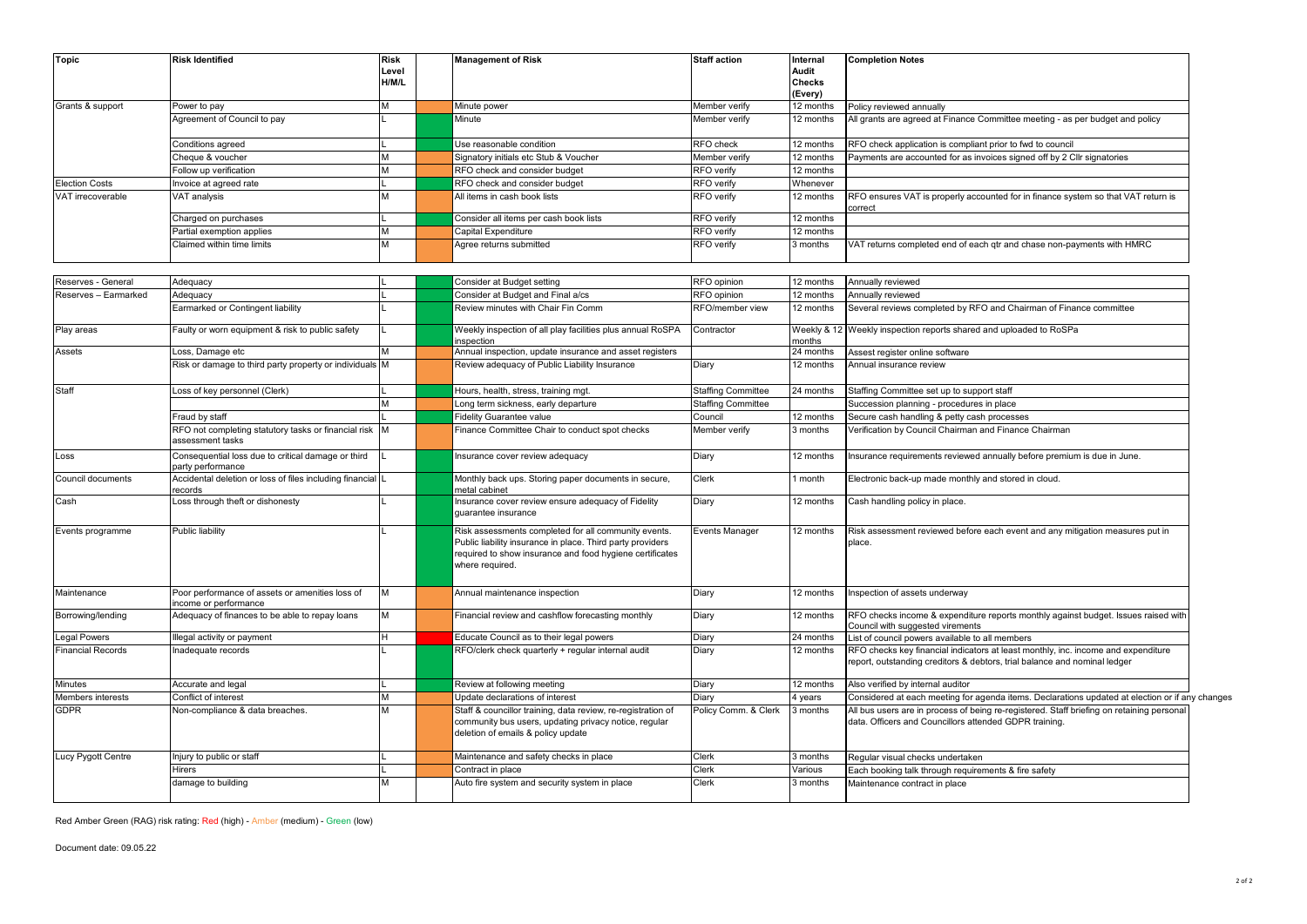| Topic | Risk Identified | Risk Level H/M/L | | Management of Risk | Staff action | Internal Audit Checks (Every) | Completion Notes |
|---|---|---|---|---|---|---|---|
| Grants & support | Power to pay | M | | Minute power | Member verify | 12 months | Policy reviewed annually |
| | Agreement of Council to pay | L | | Minute | Member verify | 12 months | All grants are agreed at Finance Committee meeting - as per budget and policy |
| | Conditions agreed | L | | Use reasonable condition | RFO check | 12 months | RFO check application is compliant prior to fwd to council |
| | Cheque & voucher | M | | Signatory initials etc Stub & Voucher | Member verify | 12 months | Payments are accounted for as invoices signed off by 2 Cllr signatories |
| | Follow up verification | M | | RFO check and consider budget | RFO verify | 12 months | |
| Election Costs | Invoice at agreed rate | L | | RFO check and consider budget | RFO verify | Whenever | |
| VAT irrecoverable | VAT analysis | M | | All items in cash book lists | RFO verify | 12 months | RFO ensures VAT is properly accounted for in finance system so that VAT return is correct |
| | Charged on purchases | L | | Consider all items per cash book lists | RFO verify | 12 months | |
| | Partial exemption applies | M | | Capital Expenditure | RFO verify | 12 months | |
| | Claimed within time limits | M | | Agree returns submitted | RFO verify | 3 months | VAT returns completed end of each qtr and chase non-payments with HMRC |
| Reserves - General | Adequacy | L | | Consider at Budget setting | RFO opinion | 12 months | Annually reviewed |
| Reserves – Earmarked | Adequacy | L | | Consider at Budget and Final a/cs | RFO opinion | 12 months | Annually reviewed |
| | Earmarked or Contingent liability | L | | Review minutes with Chair Fin Comm | RFO/member view | 12 months | Several reviews completed by RFO and Chairman of Finance committee |
| Play areas | Faulty or worn equipment & risk to public safety | L | | Weekly inspection of all play facilities plus annual RoSPA inspection | Contractor | Weekly & 12 months | Weekly inspection reports shared and uploaded to RoSPa |
| Assets | Loss, Damage etc | M | | Annual inspection, update insurance and asset registers | | 24 months | Assest register online software |
| | Risk or damage to third party property or individuals | M | | Review adequacy of Public Liability Insurance | Diary | 12 months | Annual insurance review |
| Staff | Loss of key personnel (Clerk) | L | | Hours, health, stress, training mgt. | Staffing Committee | 24 months | Staffing Committee set up to support staff |
| | | M | | Long term sickness, early departure | Staffing Committee | | Succession planning - procedures in place |
| | Fraud by staff | L | | Fidelity Guarantee value | Council | 12 months | Secure cash handling & petty cash processes |
| | RFO not completing statutory tasks or financial risk assessment tasks | M | | Finance Committee Chair to conduct spot checks | Member verify | 3 months | Verification by Council Chairman and Finance Chairman |
| Loss | Consequential loss due to critical damage or third party performance | L | | Insurance cover review adequacy | Diary | 12 months | Insurance requirements reviewed annually before premium is due in June. |
| Council documents | Accidental deletion or loss of files including financial records | L | | Monthly back ups. Storing paper documents in secure, metal cabinet | Clerk | 1 month | Electronic back-up made monthly and stored in cloud. |
| Cash | Loss through theft or dishonesty | L | | Insurance cover review ensure adequacy of Fidelity guarantee insurance | Diary | 12 months | Cash handling policy in place. |
| Events programme | Public liability | L | | Risk assessments completed for all community events. Public liability insurance in place. Third party providers required to show insurance and food hygiene certificates where required. | Events Manager | 12 months | Risk assessment reviewed before each event and any mitigation measures put in place. |
| Maintenance | Poor performance of assets or amenities loss of income or performance | M | | Annual maintenance inspection | Diary | 12 months | Inspection of assets underway |
| Borrowing/lending | Adequacy of finances to be able to repay loans | M | | Financial review and cashflow forecasting monthly | Diary | 12 months | RFO checks income & expenditure reports monthly against budget. Issues raised with Council with suggested virements |
| Legal Powers | Illegal activity or payment | H | | Educate Council as to their legal powers | Diary | 24 months | List of council powers available to all members |
| Financial Records | Inadequate records | L | | RFO/clerk check quarterly + regular internal audit | Diary | 12 months | RFO checks key financial indicators at least monthly, inc. income and expenditure report, outstanding creditors & debtors, trial balance and nominal ledger |
| Minutes | Accurate and legal | L | | Review at following meeting | Diary | 12 months | Also verified by internal auditor |
| Members interests | Conflict of interest | M | | Update declarations of interest | Diary | 4 years | Considered at each meeting for agenda items. Declarations updated at election or if any changes |
| GDPR | Non-compliance & data breaches. | M | | Staff & councillor training, data review, re-registration of community bus users, updating privacy notice, regular deletion of emails & policy update | Policy Comm. & Clerk | 3 months | All bus users are in process of being re-registered. Staff briefing on retaining personal data. Officers and Councillors attended GDPR training. |
| Lucy Pygott Centre | Injury to public or staff | L | | Maintenance and safety checks in place | Clerk | 3 months | Regular visual checks undertaken |
| | Hirers | L | | Contract in place | Clerk | Various | Each booking talk through requirements & fire safety |
| | damage to building | M | | Auto fire system and security system in place | Clerk | 3 months | Maintenance contract in place |

Red Amber Green (RAG) risk rating: Red (high) - Amber (medium) - Green (low)

Document date: 09.05.22